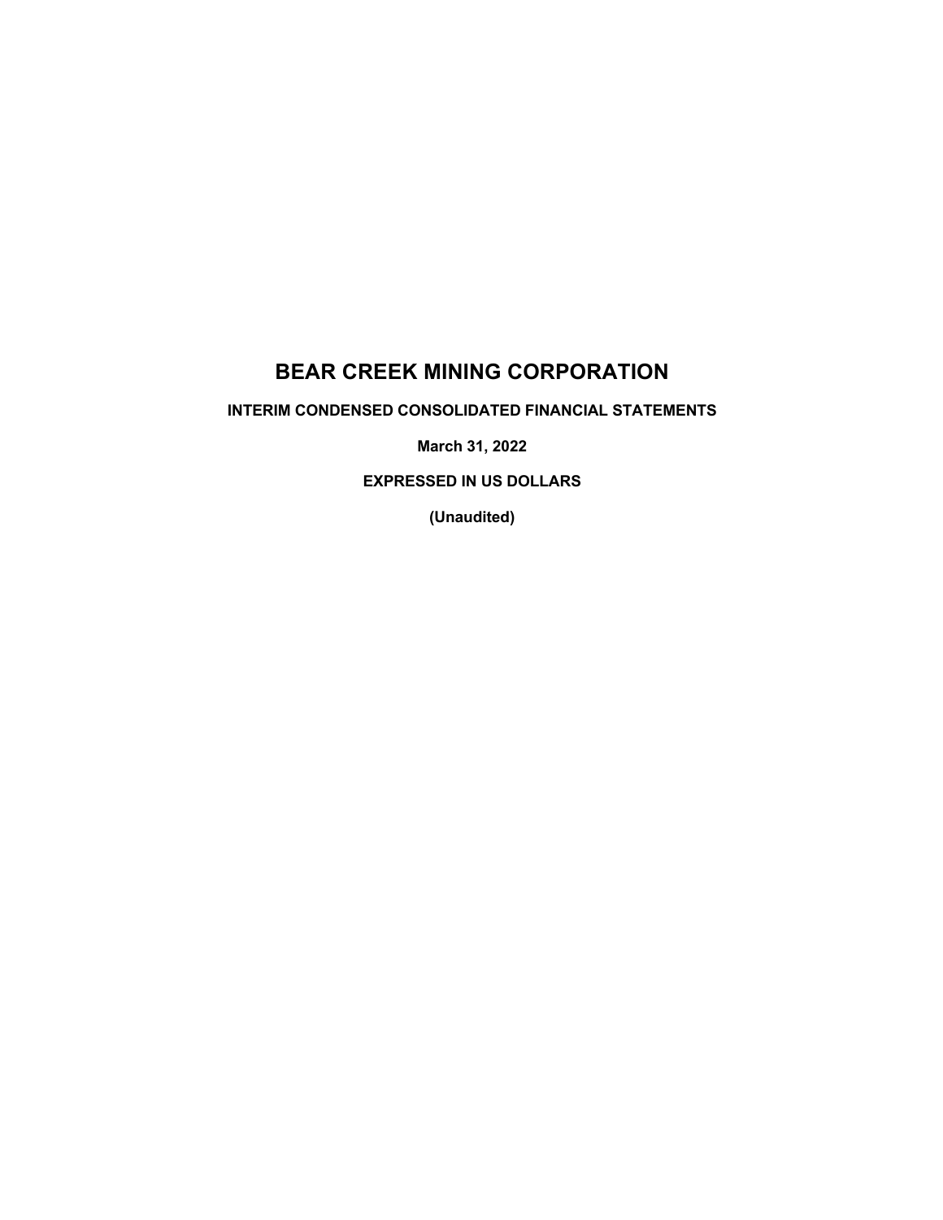# BEAR CREEK MINING CORPORATION

**INTERIM CONDENSED CONSOLIDATED FINANCIAL STATEMENTS**

**March 31, 2022**

**EXPRESSED IN US DOLLARS**

**(Unaudited)**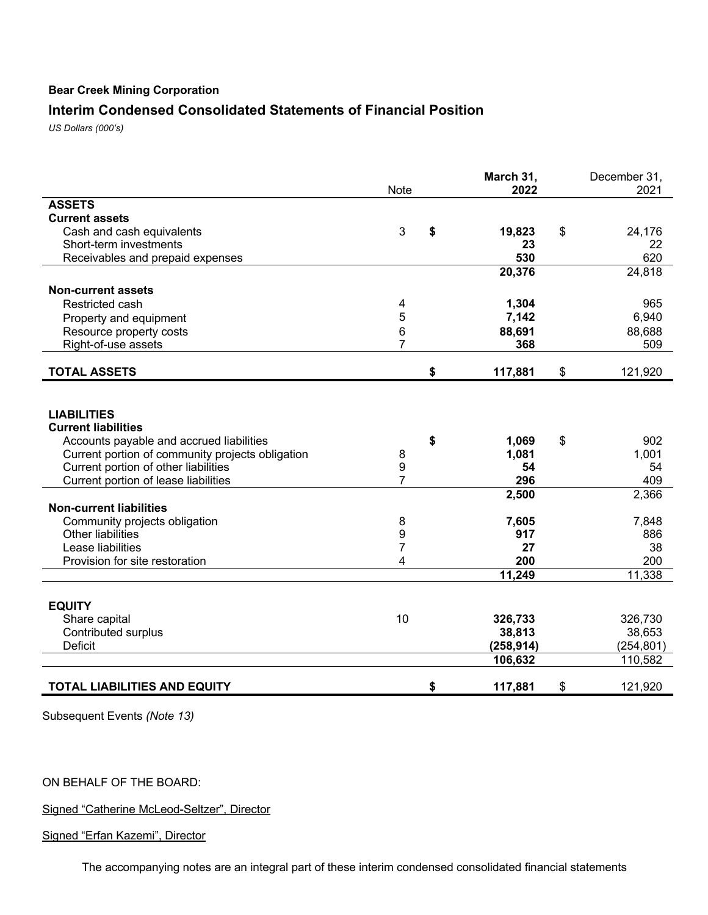**Bear Creek Mining Corporation**

## Interim Condensed Consolidated Statements of Financial Position

*US Dollars (000's)*

| | Note | March 31, 2022 | December 31, 2021 |
|---|---|---|---|
| **ASSETS** | | | |
| **Current assets** | | | |
| Cash and cash equivalents | 3 | **$ 19,823** | $ 24,176 |
| Short-term investments | | **23** | 22 |
| Receivables and prepaid expenses | | **530** | 620 |
| | | **20,376** | 24,818 |
| **Non-current assets** | | | |
| Restricted cash | 4 | **1,304** | 965 |
| Property and equipment | 5 | **7,142** | 6,940 |
| Resource property costs | 6 | **88,691** | 88,688 |
| Right-of-use assets | 7 | **368** | 509 |
| **TOTAL ASSETS** | | **$ 117,881** | $ 121,920 |
| **LIABILITIES** | | | |
| **Current liabilities** | | | |
| Accounts payable and accrued liabilities | | **$ 1,069** | $ 902 |
| Current portion of community projects obligation | 8 | **1,081** | 1,001 |
| Current portion of other liabilities | 9 | **54** | 54 |
| Current portion of lease liabilities | 7 | **296** | 409 |
| | | **2,500** | 2,366 |
| **Non-current liabilities** | | | |
| Community projects obligation | 8 | **7,605** | 7,848 |
| Other liabilities | 9 | **917** | 886 |
| Lease liabilities | 7 | **27** | 38 |
| Provision for site restoration | 4 | **200** | 200 |
| | | **11,249** | 11,338 |
| **EQUITY** | | | |
| Share capital | 10 | **326,733** | 326,730 |
| Contributed surplus | | **38,813** | 38,653 |
| Deficit | | **(258,914)** | (254,801) |
| | | **106,632** | 110,582 |
| **TOTAL LIABILITIES AND EQUITY** | | **$ 117,881** | $ 121,920 |

Subsequent Events *(Note 13)*

ON BEHALF OF THE BOARD:

Signed "Catherine McLeod-Seltzer", Director

Signed "Erfan Kazemi", Director

The accompanying notes are an integral part of these interim condensed consolidated financial statements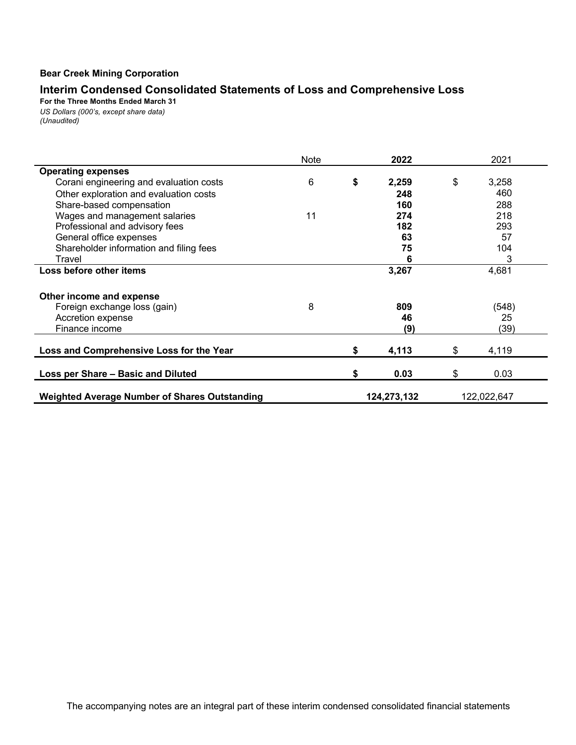**Bear Creek Mining Corporation**

## Interim Condensed Consolidated Statements of Loss and Comprehensive Loss

**For the Three Months Ended March 31**

*US Dollars (000's, except share data)*
*(Unaudited)*

| | Note | 2022 | 2021 |
|---|---|---|---|
| **Operating expenses** | | | |
| Corani engineering and evaluation costs | 6 | **$ 2,259** | $ 3,258 |
| Other exploration and evaluation costs | | **248** | 460 |
| Share-based compensation | | **160** | 288 |
| Wages and management salaries | 11 | **274** | 218 |
| Professional and advisory fees | | **182** | 293 |
| General office expenses | | **63** | 57 |
| Shareholder information and filing fees | | **75** | 104 |
| Travel | | **6** | 3 |
| **Loss before other items** | | **3,267** | 4,681 |
| | | | |
| **Other income and expense** | | | |
| Foreign exchange loss (gain) | 8 | **809** | (548) |
| Accretion expense | | **46** | 25 |
| Finance income | | **(9)** | (39) |
| | | | |
| **Loss and Comprehensive Loss for the Year** | | **$ 4,113** | $ 4,119 |
| | | | |
| **Loss per Share – Basic and Diluted** | | **$ 0.03** | $ 0.03 |
| | | | |
| **Weighted Average Number of Shares Outstanding** | | **124,273,132** | 122,022,647 |

The accompanying notes are an integral part of these interim condensed consolidated financial statements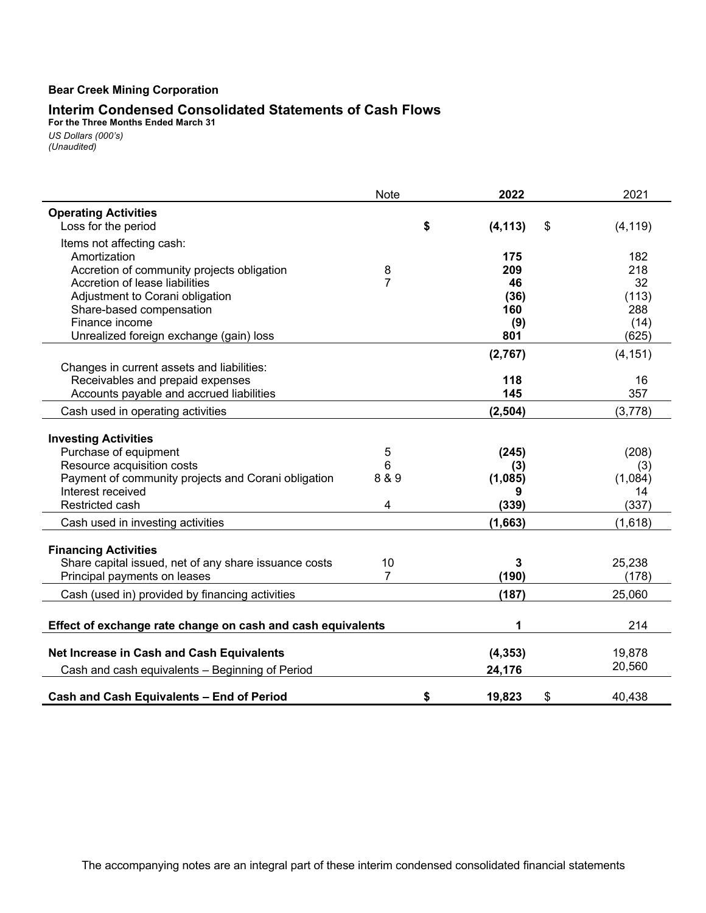**Bear Creek Mining Corporation**

## Interim Condensed Consolidated Statements of Cash Flows

**For the Three Months Ended March 31**

*US Dollars (000's)*
*(Unaudited)*

| | Note | **2022** | 2021 |
|---|---|---|---|
| **Operating Activities** | | | |
| Loss for the period | | **$ (4,113)** | $ (4,119) |
| Items not affecting cash: | | | |
| Amortization | | **175** | 182 |
| Accretion of community projects obligation | 8 | **209** | 218 |
| Accretion of lease liabilities | 7 | **46** | 32 |
| Adjustment to Corani obligation | | **(36)** | (113) |
| Share-based compensation | | **160** | 288 |
| Finance income | | **(9)** | (14) |
| Unrealized foreign exchange (gain) loss | | **801** | (625) |
| | | **(2,767)** | (4,151) |
| Changes in current assets and liabilities: | | | |
| Receivables and prepaid expenses | | **118** | 16 |
| Accounts payable and accrued liabilities | | **145** | 357 |
| Cash used in operating activities | | **(2,504)** | (3,778) |
| **Investing Activities** | | | |
| Purchase of equipment | 5 | **(245)** | (208) |
| Resource acquisition costs | 6 | **(3)** | (3) |
| Payment of community projects and Corani obligation | 8 & 9 | **(1,085)** | (1,084) |
| Interest received | | **9** | 14 |
| Restricted cash | 4 | **(339)** | (337) |
| Cash used in investing activities | | **(1,663)** | (1,618) |
| **Financing Activities** | | | |
| Share capital issued, net of any share issuance costs | 10 | **3** | 25,238 |
| Principal payments on leases | 7 | **(190)** | (178) |
| Cash (used in) provided by financing activities | | **(187)** | 25,060 |
| **Effect of exchange rate change on cash and cash equivalents** | | **1** | 214 |
| **Net Increase in Cash and Cash Equivalents** | | **(4,353)** | 19,878 |
| Cash and cash equivalents – Beginning of Period | | **24,176** | 20,560 |
| **Cash and Cash Equivalents – End of Period** | | **$ 19,823** | $ 40,438 |

The accompanying notes are an integral part of these interim condensed consolidated financial statements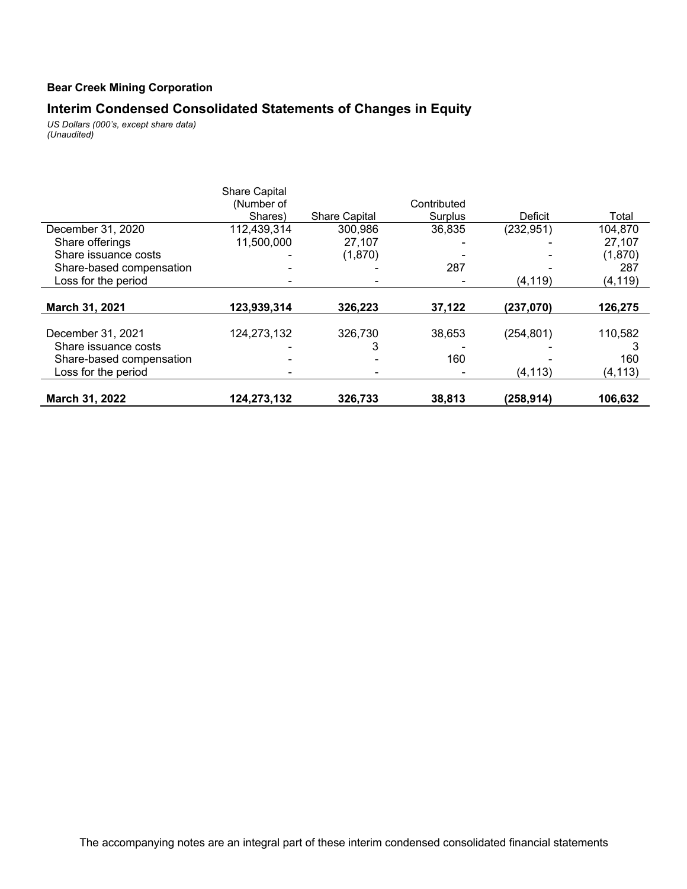**Bear Creek Mining Corporation**

## Interim Condensed Consolidated Statements of Changes in Equity

*US Dollars (000's, except share data)*
*(Unaudited)*

| | Share Capital (Number of Shares) | Share Capital | Contributed Surplus | Deficit | Total |
|---|---|---|---|---|---|
| December 31, 2020 | 112,439,314 | 300,986 | 36,835 | (232,951) | 104,870 |
| Share offerings | 11,500,000 | 27,107 | - | - | 27,107 |
| Share issuance costs | - | (1,870) | - | - | (1,870) |
| Share-based compensation | - | - | 287 | - | 287 |
| Loss for the period | - | - | - | (4,119) | (4,119) |
| **March 31, 2021** | **123,939,314** | **326,223** | **37,122** | **(237,070)** | **126,275** |
| December 31, 2021 | 124,273,132 | 326,730 | 38,653 | (254,801) | 110,582 |
| Share issuance costs | - | 3 | - | - | 3 |
| Share-based compensation | - | - | 160 | - | 160 |
| Loss for the period | - | - | - | (4,113) | (4,113) |
| **March 31, 2022** | **124,273,132** | **326,733** | **38,813** | **(258,914)** | **106,632** |

The accompanying notes are an integral part of these interim condensed consolidated financial statements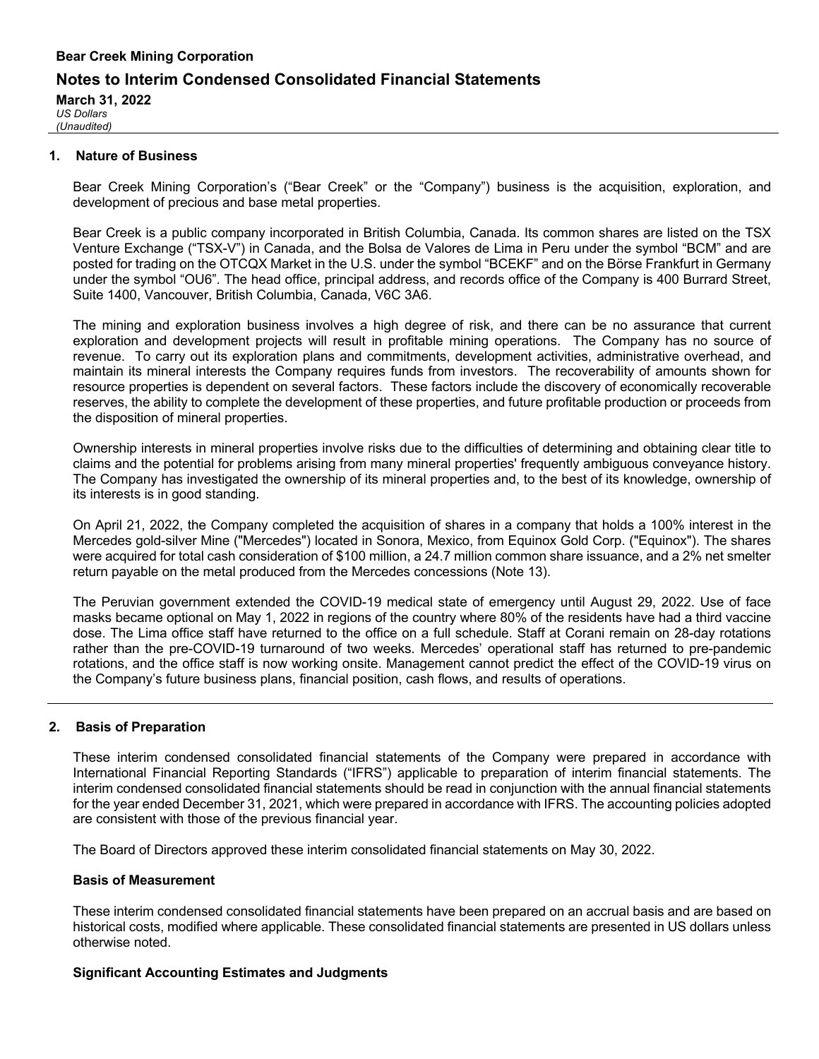## 1. Nature of Business

Bear Creek Mining Corporation's ("Bear Creek" or the "Company") business is the acquisition, exploration, and development of precious and base metal properties.

Bear Creek is a public company incorporated in British Columbia, Canada. Its common shares are listed on the TSX Venture Exchange ("TSX-V") in Canada, and the Bolsa de Valores de Lima in Peru under the symbol "BCM" and are posted for trading on the OTCQX Market in the U.S. under the symbol "BCEKF" and on the Börse Frankfurt in Germany under the symbol "OU6". The head office, principal address, and records office of the Company is 400 Burrard Street, Suite 1400, Vancouver, British Columbia, Canada, V6C 3A6.

The mining and exploration business involves a high degree of risk, and there can be no assurance that current exploration and development projects will result in profitable mining operations. The Company has no source of revenue. To carry out its exploration plans and commitments, development activities, administrative overhead, and maintain its mineral interests the Company requires funds from investors. The recoverability of amounts shown for resource properties is dependent on several factors. These factors include the discovery of economically recoverable reserves, the ability to complete the development of these properties, and future profitable production or proceeds from the disposition of mineral properties.

Ownership interests in mineral properties involve risks due to the difficulties of determining and obtaining clear title to claims and the potential for problems arising from many mineral properties' frequently ambiguous conveyance history. The Company has investigated the ownership of its mineral properties and, to the best of its knowledge, ownership of its interests is in good standing.

On April 21, 2022, the Company completed the acquisition of shares in a company that holds a 100% interest in the Mercedes gold-silver Mine ("Mercedes") located in Sonora, Mexico, from Equinox Gold Corp. ("Equinox"). The shares were acquired for total cash consideration of $100 million, a 24.7 million common share issuance, and a 2% net smelter return payable on the metal produced from the Mercedes concessions (Note 13).

The Peruvian government extended the COVID-19 medical state of emergency until August 29, 2022. Use of face masks became optional on May 1, 2022 in regions of the country where 80% of the residents have had a third vaccine dose. The Lima office staff have returned to the office on a full schedule. Staff at Corani remain on 28-day rotations rather than the pre-COVID-19 turnaround of two weeks. Mercedes' operational staff has returned to pre-pandemic rotations, and the office staff is now working onsite. Management cannot predict the effect of the COVID-19 virus on the Company's future business plans, financial position, cash flows, and results of operations.

## 2. Basis of Preparation

These interim condensed consolidated financial statements of the Company were prepared in accordance with International Financial Reporting Standards ("IFRS") applicable to preparation of interim financial statements. The interim condensed consolidated financial statements should be read in conjunction with the annual financial statements for the year ended December 31, 2021, which were prepared in accordance with IFRS. The accounting policies adopted are consistent with those of the previous financial year.

The Board of Directors approved these interim consolidated financial statements on May 30, 2022.

### Basis of Measurement

These interim condensed consolidated financial statements have been prepared on an accrual basis and are based on historical costs, modified where applicable. These consolidated financial statements are presented in US dollars unless otherwise noted.

### Significant Accounting Estimates and Judgments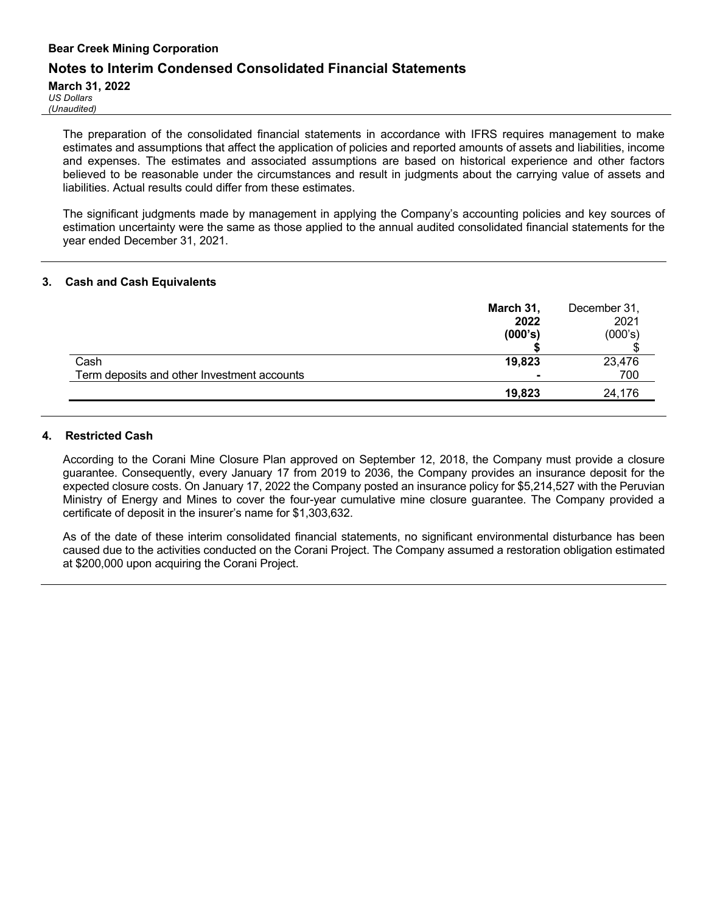The preparation of the consolidated financial statements in accordance with IFRS requires management to make estimates and assumptions that affect the application of policies and reported amounts of assets and liabilities, income and expenses. The estimates and associated assumptions are based on historical experience and other factors believed to be reasonable under the circumstances and result in judgments about the carrying value of assets and liabilities. Actual results could differ from these estimates.

The significant judgments made by management in applying the Company's accounting policies and key sources of estimation uncertainty were the same as those applied to the annual audited consolidated financial statements for the year ended December 31, 2021.

## 3. Cash and Cash Equivalents

| | **March 31, 2022 (000's) $** | December 31, 2021 (000's) $ |
|---|---|---|
| Cash | **19,823** | 23,476 |
| Term deposits and other Investment accounts | **-** | 700 |
| | **19,823** | 24,176 |

## 4. Restricted Cash

According to the Corani Mine Closure Plan approved on September 12, 2018, the Company must provide a closure guarantee. Consequently, every January 17 from 2019 to 2036, the Company provides an insurance deposit for the expected closure costs. On January 17, 2022 the Company posted an insurance policy for $5,214,527 with the Peruvian Ministry of Energy and Mines to cover the four-year cumulative mine closure guarantee. The Company provided a certificate of deposit in the insurer's name for $1,303,632.

As of the date of these interim consolidated financial statements, no significant environmental disturbance has been caused due to the activities conducted on the Corani Project. The Company assumed a restoration obligation estimated at $200,000 upon acquiring the Corani Project.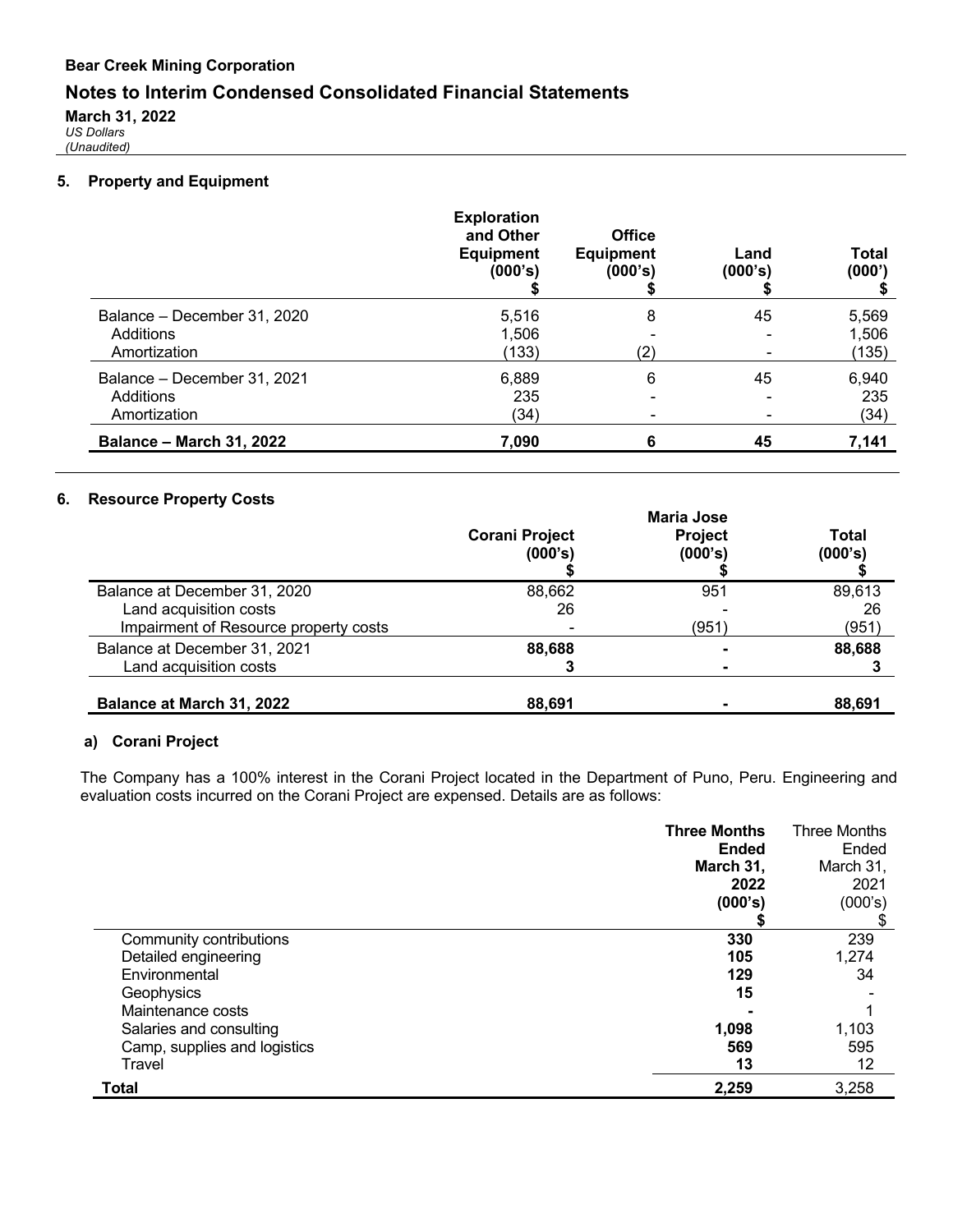**Bear Creek Mining Corporation**

## Notes to Interim Condensed Consolidated Financial Statements

**March 31, 2022**
*US Dollars*
*(Unaudited)*

### 5. Property and Equipment

| | Exploration and Other Equipment (000's) $ | Office Equipment (000's) $ | Land (000's) $ | Total (000') $ |
|---|---|---|---|---|
| Balance – December 31, 2020 | 5,516 | 8 | 45 | 5,569 |
| Additions | 1,506 | - | - | 1,506 |
| Amortization | (133) | (2) | - | (135) |
| Balance – December 31, 2021 | 6,889 | 6 | 45 | 6,940 |
| Additions | 235 | - | - | 235 |
| Amortization | (34) | - | - | (34) |
| **Balance – March 31, 2022** | **7,090** | **6** | **45** | **7,141** |

### 6. Resource Property Costs

| | Corani Project (000's) $ | Maria Jose Project (000's) $ | Total (000's) $ |
|---|---|---|---|
| Balance at December 31, 2020 | 88,662 | 951 | 89,613 |
| Land acquisition costs | 26 | - | 26 |
| Impairment of Resource property costs | - | (951) | (951) |
| Balance at December 31, 2021 | **88,688** | **-** | **88,688** |
| Land acquisition costs | **3** | **-** | **3** |
| **Balance at March 31, 2022** | **88,691** | **-** | **88,691** |

#### a) Corani Project

The Company has a 100% interest in the Corani Project located in the Department of Puno, Peru. Engineering and evaluation costs incurred on the Corani Project are expensed. Details are as follows:

| | Three Months Ended March 31, 2022 (000's) $ | Three Months Ended March 31, 2021 (000's) $ |
|---|---|---|
| Community contributions | **330** | 239 |
| Detailed engineering | **105** | 1,274 |
| Environmental | **129** | 34 |
| Geophysics | **15** | - |
| Maintenance costs | **-** | 1 |
| Salaries and consulting | **1,098** | 1,103 |
| Camp, supplies and logistics | **569** | 595 |
| Travel | **13** | 12 |
| **Total** | **2,259** | 3,258 |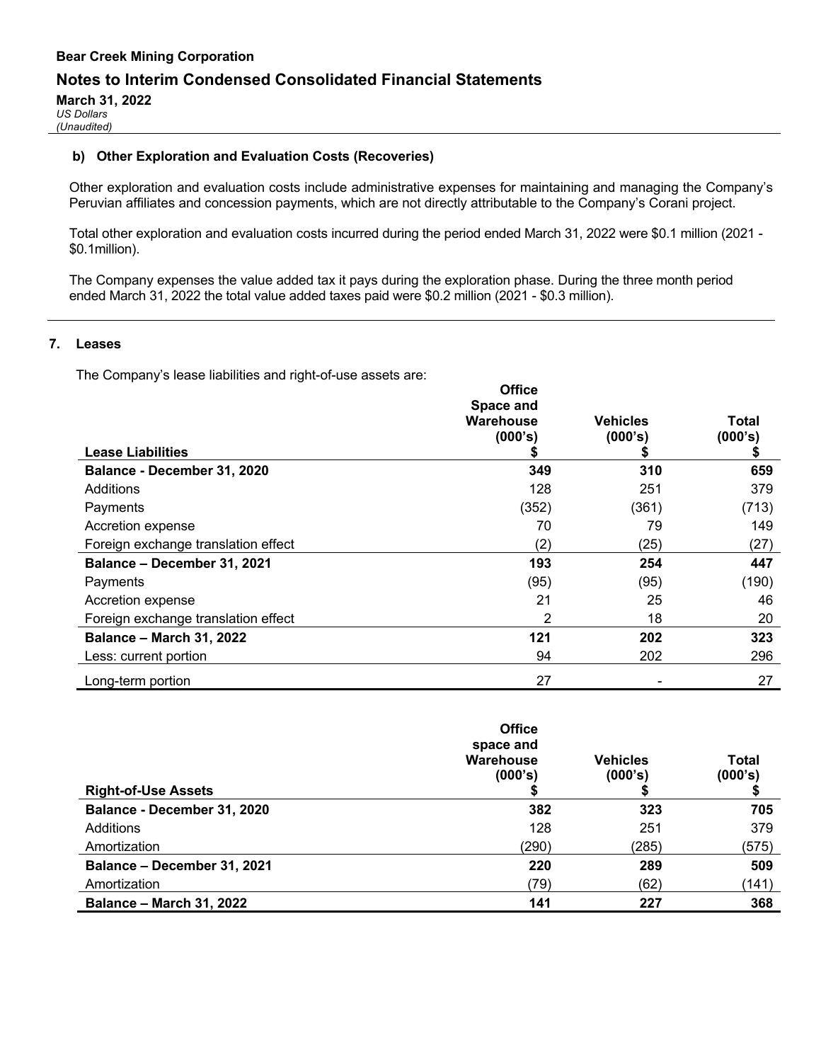#### b) Other Exploration and Evaluation Costs (Recoveries)

Other exploration and evaluation costs include administrative expenses for maintaining and managing the Company's Peruvian affiliates and concession payments, which are not directly attributable to the Company's Corani project.

Total other exploration and evaluation costs incurred during the period ended March 31, 2022 were $0.1 million (2021 - $0.1million).

The Company expenses the value added tax it pays during the exploration phase. During the three month period ended March 31, 2022 the total value added taxes paid were $0.2 million (2021 - $0.3 million).

### 7. Leases

The Company's lease liabilities and right-of-use assets are:

| Lease Liabilities | Office Space and Warehouse (000's) $ | Vehicles (000's) $ | Total (000's) $ |
|---|---|---|---|
| **Balance - December 31, 2020** | **349** | **310** | **659** |
| Additions | 128 | 251 | 379 |
| Payments | (352) | (361) | (713) |
| Accretion expense | 70 | 79 | 149 |
| Foreign exchange translation effect | (2) | (25) | (27) |
| **Balance – December 31, 2021** | **193** | **254** | **447** |
| Payments | (95) | (95) | (190) |
| Accretion expense | 21 | 25 | 46 |
| Foreign exchange translation effect | 2 | 18 | 20 |
| **Balance – March 31, 2022** | **121** | **202** | **323** |
| Less: current portion | 94 | 202 | 296 |
| Long-term portion | 27 | - | 27 |

| Right-of-Use Assets | Office space and Warehouse (000's) $ | Vehicles (000's) $ | Total (000's) $ |
|---|---|---|---|
| **Balance - December 31, 2020** | **382** | **323** | **705** |
| Additions | 128 | 251 | 379 |
| Amortization | (290) | (285) | (575) |
| **Balance – December 31, 2021** | **220** | **289** | **509** |
| Amortization | (79) | (62) | (141) |
| **Balance – March 31, 2022** | **141** | **227** | **368** |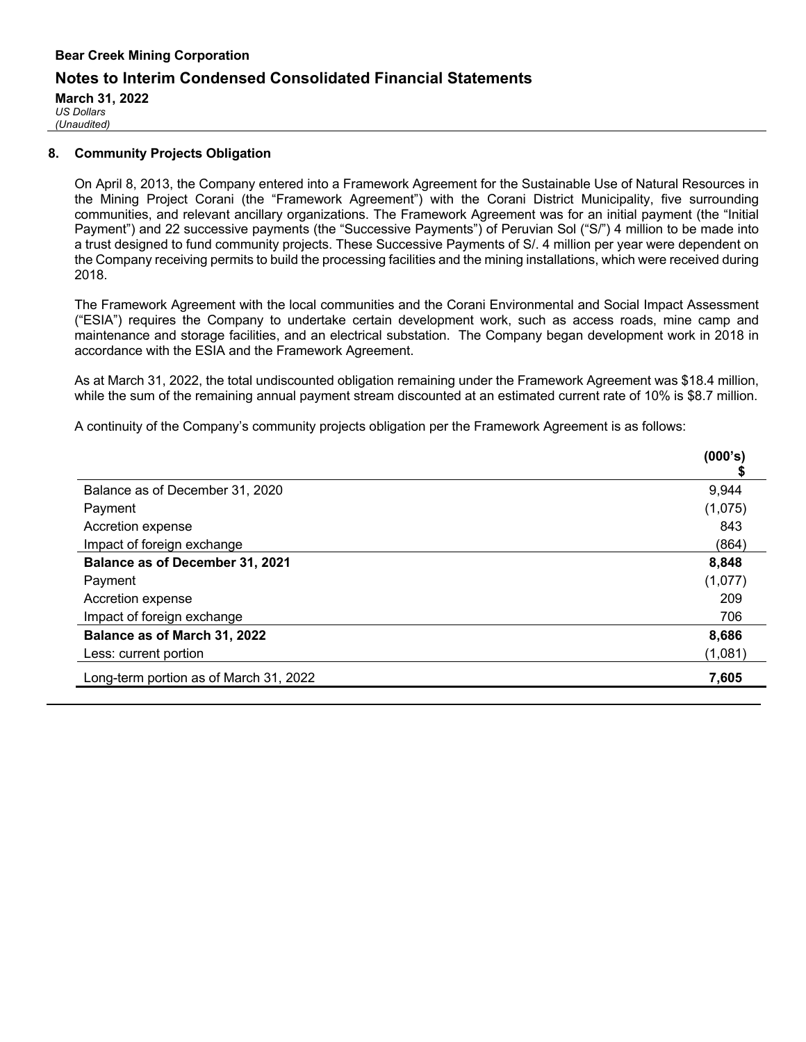## 8. Community Projects Obligation

On April 8, 2013, the Company entered into a Framework Agreement for the Sustainable Use of Natural Resources in the Mining Project Corani (the "Framework Agreement") with the Corani District Municipality, five surrounding communities, and relevant ancillary organizations. The Framework Agreement was for an initial payment (the "Initial Payment") and 22 successive payments (the "Successive Payments") of Peruvian Sol ("S/") 4 million to be made into a trust designed to fund community projects. These Successive Payments of S/. 4 million per year were dependent on the Company receiving permits to build the processing facilities and the mining installations, which were received during 2018.

The Framework Agreement with the local communities and the Corani Environmental and Social Impact Assessment ("ESIA") requires the Company to undertake certain development work, such as access roads, mine camp and maintenance and storage facilities, and an electrical substation. The Company began development work in 2018 in accordance with the ESIA and the Framework Agreement.

As at March 31, 2022, the total undiscounted obligation remaining under the Framework Agreement was $18.4 million, while the sum of the remaining annual payment stream discounted at an estimated current rate of 10% is $8.7 million.

A continuity of the Company's community projects obligation per the Framework Agreement is as follows:

| | (000's) $ |
|---|---|
| Balance as of December 31, 2020 | 9,944 |
| Payment | (1,075) |
| Accretion expense | 843 |
| Impact of foreign exchange | (864) |
| **Balance as of December 31, 2021** | **8,848** |
| Payment | (1,077) |
| Accretion expense | 209 |
| Impact of foreign exchange | 706 |
| **Balance as of March 31, 2022** | **8,686** |
| Less: current portion | (1,081) |
| Long-term portion as of March 31, 2022 | **7,605** |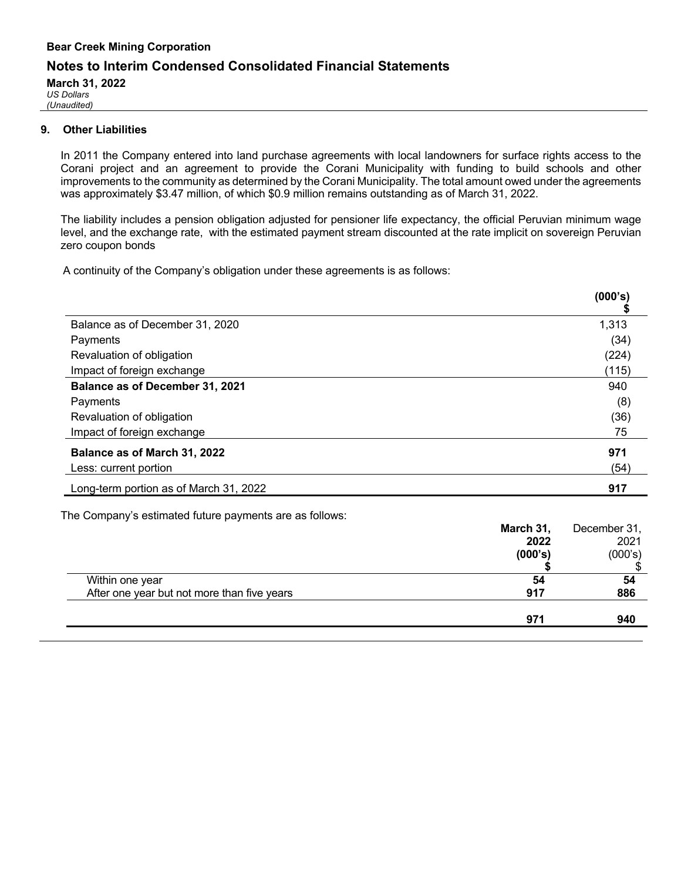**Bear Creek Mining Corporation**

## Notes to Interim Condensed Consolidated Financial Statements

**March 31, 2022**
*US Dollars*
*(Unaudited)*

### 9. Other Liabilities

In 2011 the Company entered into land purchase agreements with local landowners for surface rights access to the Corani project and an agreement to provide the Corani Municipality with funding to build schools and other improvements to the community as determined by the Corani Municipality. The total amount owed under the agreements was approximately $3.47 million, of which $0.9 million remains outstanding as of March 31, 2022.

The liability includes a pension obligation adjusted for pensioner life expectancy, the official Peruvian minimum wage level, and the exchange rate, with the estimated payment stream discounted at the rate implicit on sovereign Peruvian zero coupon bonds

A continuity of the Company's obligation under these agreements is as follows:

| | **(000's) $** |
|---|---|
| Balance as of December 31, 2020 | 1,313 |
| Payments | (34) |
| Revaluation of obligation | (224) |
| Impact of foreign exchange | (115) |
| **Balance as of December 31, 2021** | 940 |
| Payments | (8) |
| Revaluation of obligation | (36) |
| Impact of foreign exchange | 75 |
| **Balance as of March 31, 2022** | **971** |
| Less: current portion | (54) |
| Long-term portion as of March 31, 2022 | **917** |

The Company's estimated future payments are as follows:

| | **March 31, 2022 (000's) $** | December 31, 2021 (000's) $ |
|---|---|---|
| Within one year | **54** | **54** |
| After one year but not more than five years | **917** | **886** |
| | **971** | **940** |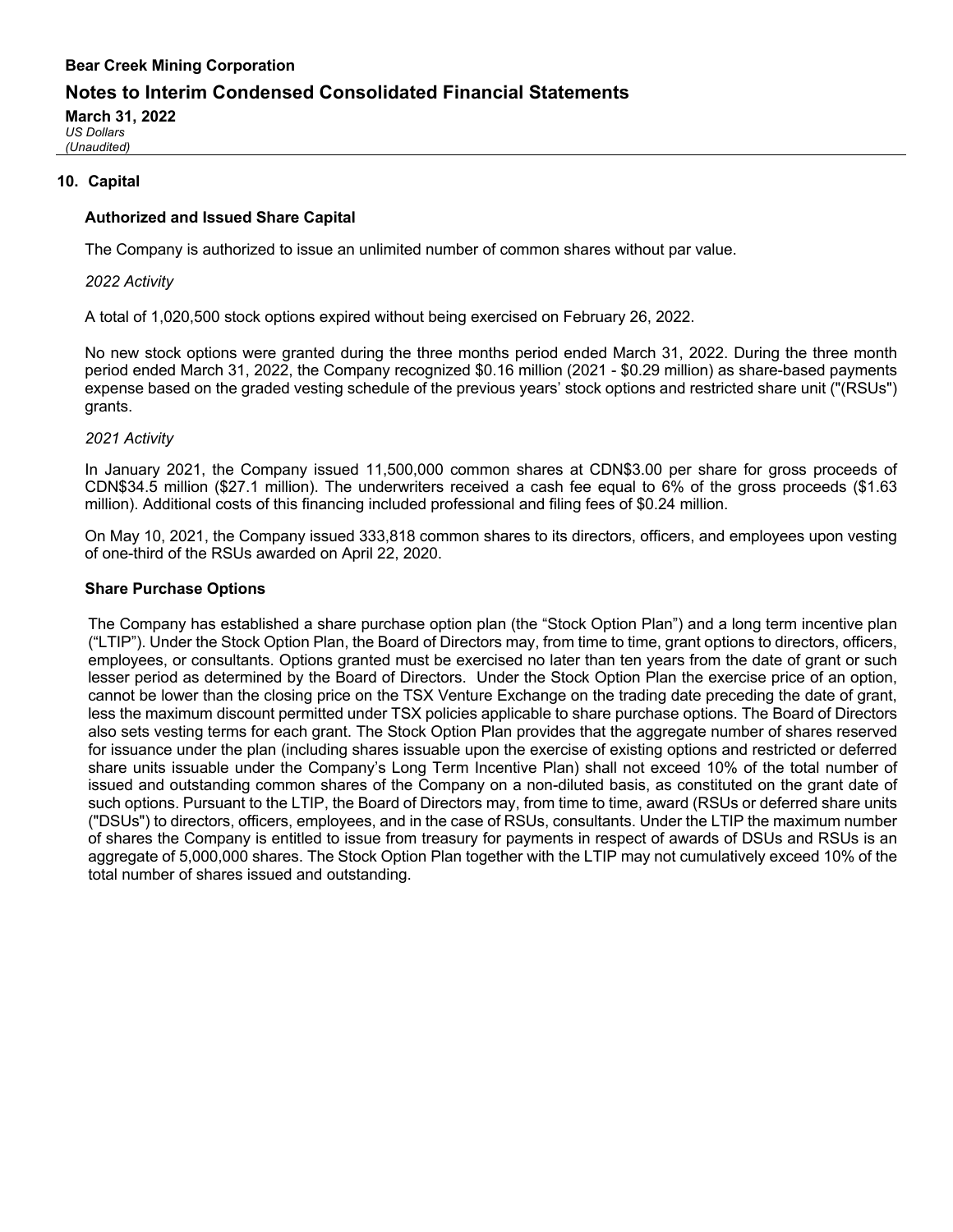## 10. Capital

### Authorized and Issued Share Capital

The Company is authorized to issue an unlimited number of common shares without par value.

*2022 Activity*

A total of 1,020,500 stock options expired without being exercised on February 26, 2022.

No new stock options were granted during the three months period ended March 31, 2022. During the three month period ended March 31, 2022, the Company recognized $0.16 million (2021 - $0.29 million) as share-based payments expense based on the graded vesting schedule of the previous years' stock options and restricted share unit ("(RSUs") grants.

*2021 Activity*

In January 2021, the Company issued 11,500,000 common shares at CDN$3.00 per share for gross proceeds of CDN$34.5 million ($27.1 million). The underwriters received a cash fee equal to 6% of the gross proceeds ($1.63 million). Additional costs of this financing included professional and filing fees of $0.24 million.

On May 10, 2021, the Company issued 333,818 common shares to its directors, officers, and employees upon vesting of one-third of the RSUs awarded on April 22, 2020.

### Share Purchase Options

The Company has established a share purchase option plan (the "Stock Option Plan") and a long term incentive plan ("LTIP"). Under the Stock Option Plan, the Board of Directors may, from time to time, grant options to directors, officers, employees, or consultants. Options granted must be exercised no later than ten years from the date of grant or such lesser period as determined by the Board of Directors. Under the Stock Option Plan the exercise price of an option, cannot be lower than the closing price on the TSX Venture Exchange on the trading date preceding the date of grant, less the maximum discount permitted under TSX policies applicable to share purchase options. The Board of Directors also sets vesting terms for each grant. The Stock Option Plan provides that the aggregate number of shares reserved for issuance under the plan (including shares issuable upon the exercise of existing options and restricted or deferred share units issuable under the Company's Long Term Incentive Plan) shall not exceed 10% of the total number of issued and outstanding common shares of the Company on a non-diluted basis, as constituted on the grant date of such options. Pursuant to the LTIP, the Board of Directors may, from time to time, award (RSUs or deferred share units ("DSUs") to directors, officers, employees, and in the case of RSUs, consultants. Under the LTIP the maximum number of shares the Company is entitled to issue from treasury for payments in respect of awards of DSUs and RSUs is an aggregate of 5,000,000 shares. The Stock Option Plan together with the LTIP may not cumulatively exceed 10% of the total number of shares issued and outstanding.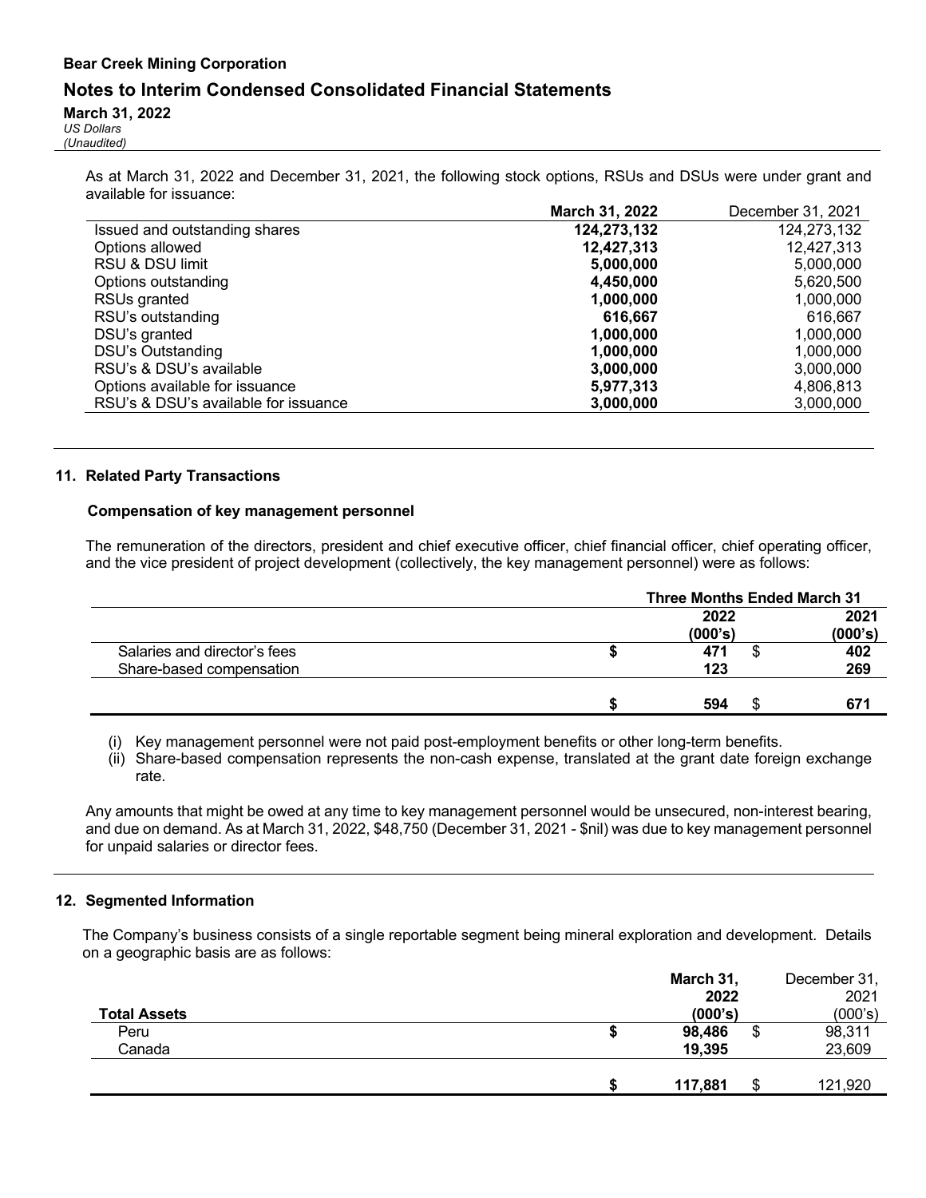As at March 31, 2022 and December 31, 2021, the following stock options, RSUs and DSUs were under grant and available for issuance:

| | **March 31, 2022** | December 31, 2021 |
|---|---|---|
| Issued and outstanding shares | **124,273,132** | 124,273,132 |
| Options allowed | **12,427,313** | 12,427,313 |
| RSU & DSU limit | **5,000,000** | 5,000,000 |
| Options outstanding | **4,450,000** | 5,620,500 |
| RSUs granted | **1,000,000** | 1,000,000 |
| RSU's outstanding | **616,667** | 616,667 |
| DSU's granted | **1,000,000** | 1,000,000 |
| DSU's Outstanding | **1,000,000** | 1,000,000 |
| RSU's & DSU's available | **3,000,000** | 3,000,000 |
| Options available for issuance | **5,977,313** | 4,806,813 |
| RSU's & DSU's available for issuance | **3,000,000** | 3,000,000 |

## 11. Related Party Transactions

### Compensation of key management personnel

The remuneration of the directors, president and chief executive officer, chief financial officer, chief operating officer, and the vice president of project development (collectively, the key management personnel) were as follows:

| | **Three Months Ended March 31** | |
|---|---|---|
| | **2022 (000's)** | **2021 (000's)** |
| Salaries and director's fees | **$ 471** | $ **402** |
| Share-based compensation | **123** | **269** |
| | **$ 594** | $ **671** |

(i) Key management personnel were not paid post-employment benefits or other long-term benefits.
(ii) Share-based compensation represents the non-cash expense, translated at the grant date foreign exchange rate.

Any amounts that might be owed at any time to key management personnel would be unsecured, non-interest bearing, and due on demand. As at March 31, 2022, $48,750 (December 31, 2021 - $nil) was due to key management personnel for unpaid salaries or director fees.

## 12. Segmented Information

The Company's business consists of a single reportable segment being mineral exploration and development. Details on a geographic basis are as follows:

| **Total Assets** | **March 31, 2022 (000's)** | December 31, 2021 (000's) |
|---|---|---|
| Peru | **$ 98,486** | $ 98,311 |
| Canada | **19,395** | 23,609 |
| | **$ 117,881** | $ 121,920 |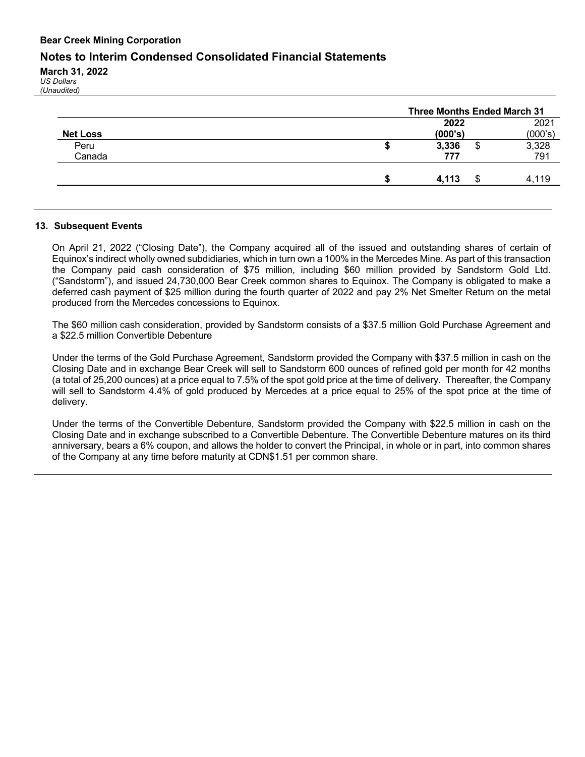| | Three Months Ended March 31 | |
|---|---|---|
| **Net Loss** | **2022 (000's)** | 2021 (000's) |
| Peru | **$ 3,336** | $ 3,328 |
| Canada | **777** | 791 |
| | **$ 4,113** | $ 4,119 |

## 13. Subsequent Events

On April 21, 2022 ("Closing Date"), the Company acquired all of the issued and outstanding shares of certain of Equinox's indirect wholly owned subdiaries, which in turn own a 100% in the Mercedes Mine. As part of this transaction the Company paid cash consideration of $75 million, including $60 million provided by Sandstorm Gold Ltd. ("Sandstorm"), and issued 24,730,000 Bear Creek common shares to Equinox. The Company is obligated to make a deferred cash payment of $25 million during the fourth quarter of 2022 and pay 2% Net Smelter Return on the metal produced from the Mercedes concessions to Equinox.

The $60 million cash consideration, provided by Sandstorm consists of a $37.5 million Gold Purchase Agreement and a $22.5 million Convertible Debenture

Under the terms of the Gold Purchase Agreement, Sandstorm provided the Company with $37.5 million in cash on the Closing Date and in exchange Bear Creek will sell to Sandstorm 600 ounces of refined gold per month for 42 months (a total of 25,200 ounces) at a price equal to 7.5% of the spot gold price at the time of delivery. Thereafter, the Company will sell to Sandstorm 4.4% of gold produced by Mercedes at a price equal to 25% of the spot price at the time of delivery.

Under the terms of the Convertible Debenture, Sandstorm provided the Company with $22.5 million in cash on the Closing Date and in exchange subscribed to a Convertible Debenture. The Convertible Debenture matures on its third anniversary, bears a 6% coupon, and allows the holder to convert the Principal, in whole or in part, into common shares of the Company at any time before maturity at CDN$1.51 per common share.